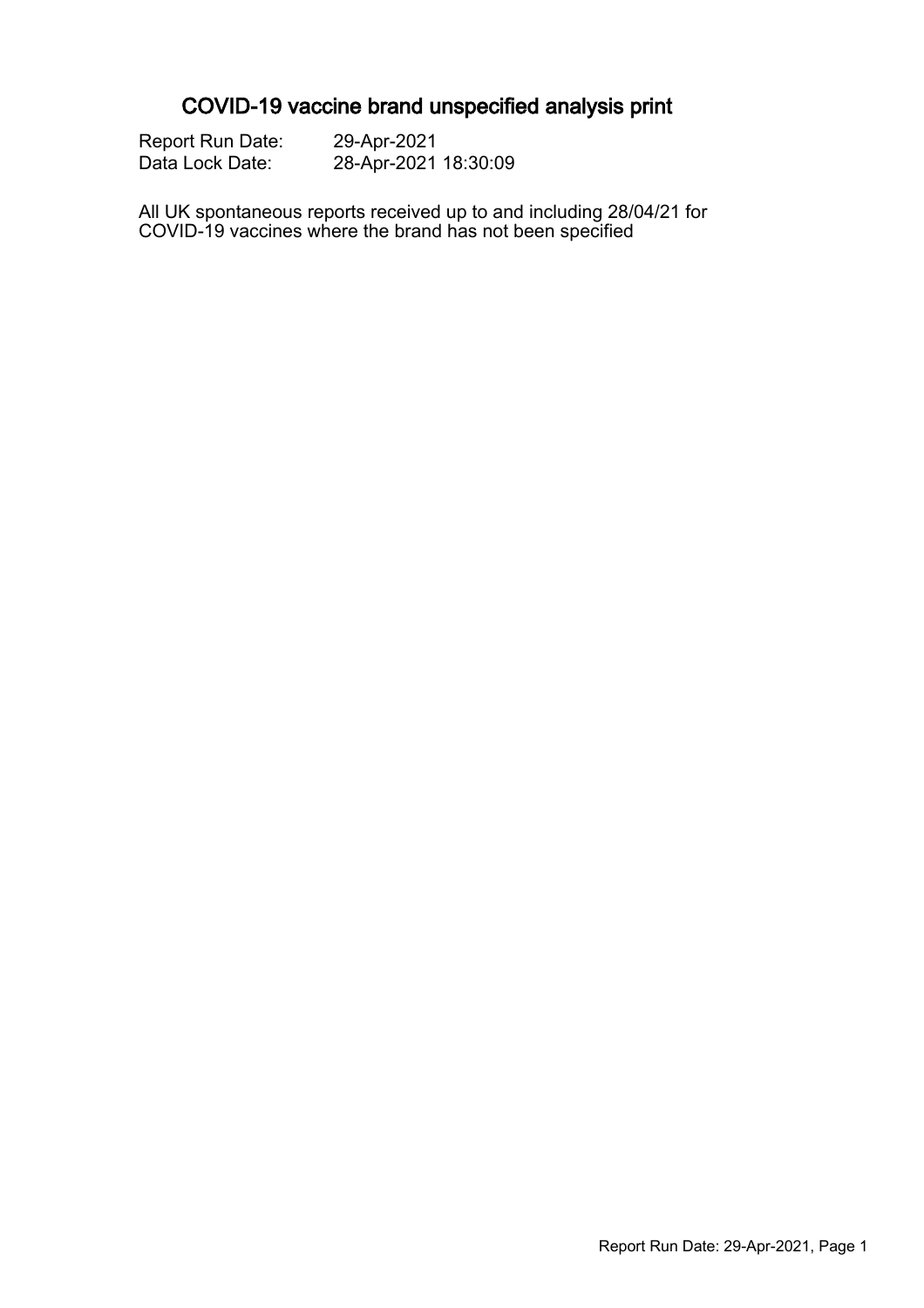# COVID-19 vaccine brand unspecified analysis print

Report Run Date: 29-Apr-2021
Data Lock Date: 28-Apr-2021 18:30:09

All UK spontaneous reports received up to and including 28/04/21 for COVID-19 vaccines where the brand has not been specified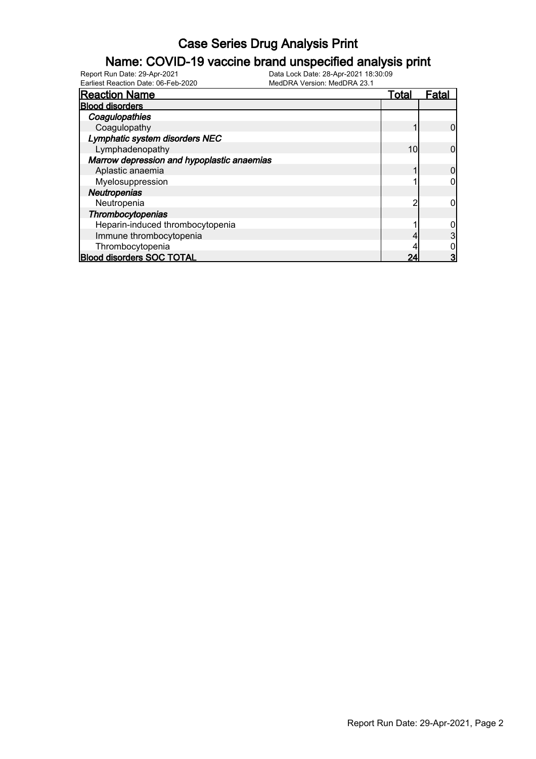# Case Series Drug Analysis Print

## Name: COVID-19 vaccine brand unspecified analysis print

Report Run Date: 29-Apr-2021
Earliest Reaction Date: 06-Feb-2020
Data Lock Date: 28-Apr-2021 18:30:09
MedDRA Version: MedDRA 23.1

| Reaction Name | Total | Fatal |
|---|---|---|
| **Blood disorders** | | |
| ***Coagulopathies*** | | |
| Coagulopathy | 1 | 0 |
| ***Lymphatic system disorders NEC*** | | |
| Lymphadenopathy | 10 | 0 |
| ***Marrow depression and hypoplastic anaemias*** | | |
| Aplastic anaemia | 1 | 0 |
| Myelosuppression | 1 | 0 |
| ***Neutropenias*** | | |
| Neutropenia | 2 | 0 |
| ***Thrombocytopenias*** | | |
| Heparin-induced thrombocytopenia | 1 | 0 |
| Immune thrombocytopenia | 4 | 3 |
| Thrombocytopenia | 4 | 0 |
| **Blood disorders SOC TOTAL** | **24** | **3** |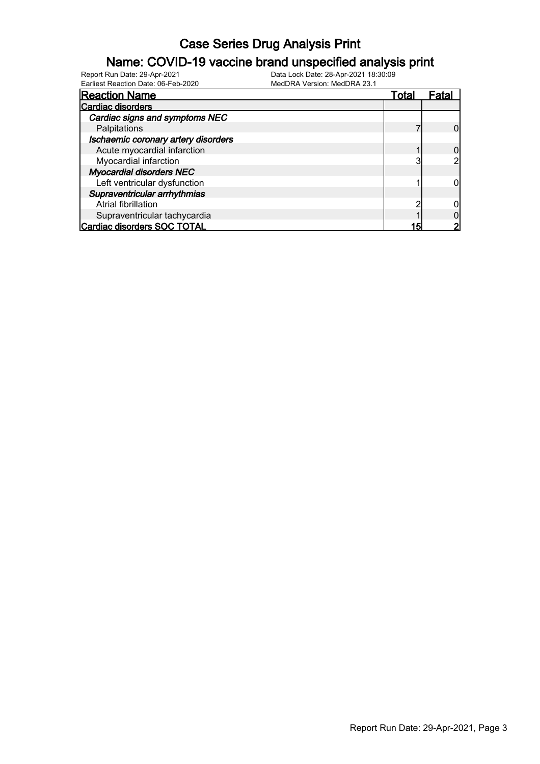# Case Series Drug Analysis Print

## Name: COVID-19 vaccine brand unspecified analysis print

Report Run Date: 29-Apr-2021
Earliest Reaction Date: 06-Feb-2020
Data Lock Date: 28-Apr-2021 18:30:09
MedDRA Version: MedDRA 23.1

| Reaction Name | Total | Fatal |
|---|---|---|
| **Cardiac disorders** | | |
| ***Cardiac signs and symptoms NEC*** | | |
| Palpitations | 7 | 0 |
| ***Ischaemic coronary artery disorders*** | | |
| Acute myocardial infarction | 1 | 0 |
| Myocardial infarction | 3 | 2 |
| ***Myocardial disorders NEC*** | | |
| Left ventricular dysfunction | 1 | 0 |
| ***Supraventricular arrhythmias*** | | |
| Atrial fibrillation | 2 | 0 |
| Supraventricular tachycardia | 1 | 0 |
| **Cardiac disorders SOC TOTAL** | **15** | **2** |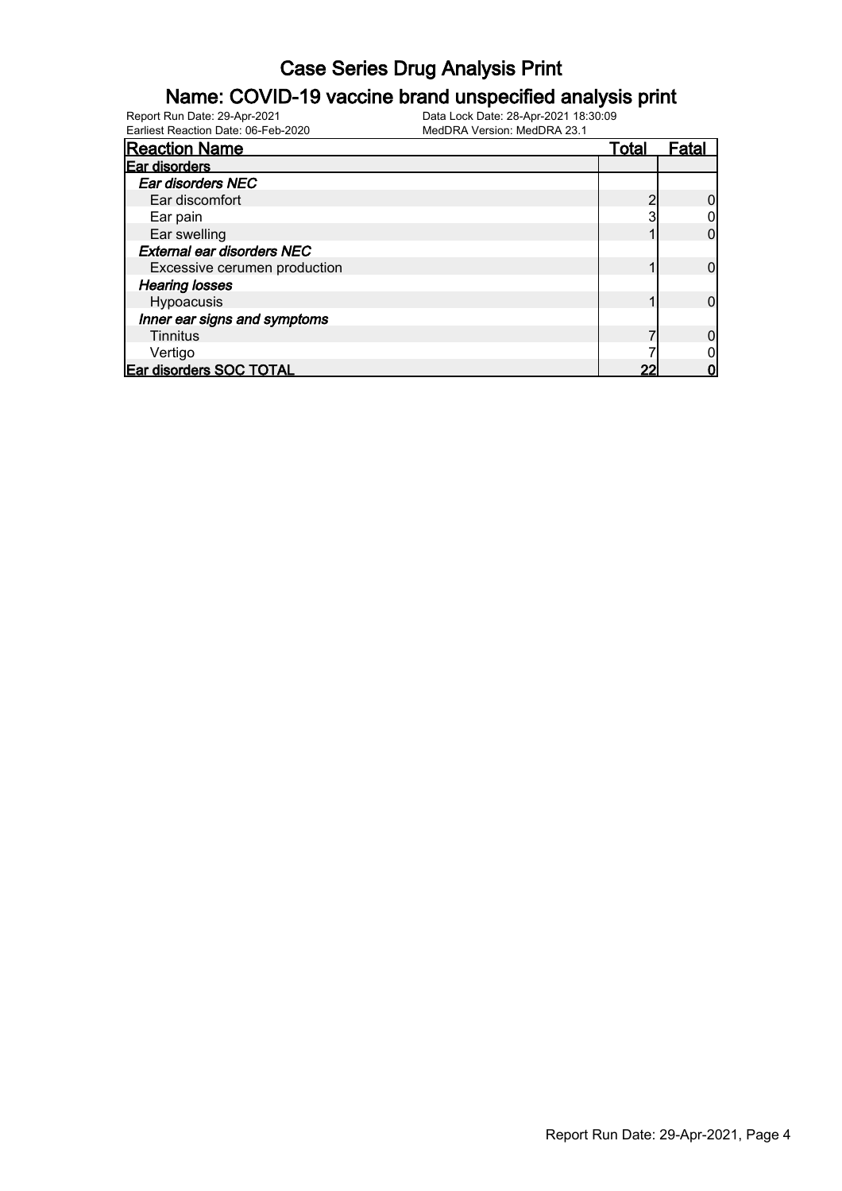# Case Series Drug Analysis Print

## Name: COVID-19 vaccine brand unspecified analysis print

Report Run Date: 29-Apr-2021
Earliest Reaction Date: 06-Feb-2020
Data Lock Date: 28-Apr-2021 18:30:09
MedDRA Version: MedDRA 23.1

| Reaction Name | Total | Fatal |
|---|---|---|
| **Ear disorders** | | |
| ***Ear disorders NEC*** | | |
| Ear discomfort | 2 | 0 |
| Ear pain | 3 | 0 |
| Ear swelling | 1 | 0 |
| ***External ear disorders NEC*** | | |
| Excessive cerumen production | 1 | 0 |
| ***Hearing losses*** | | |
| Hypoacusis | 1 | 0 |
| ***Inner ear signs and symptoms*** | | |
| Tinnitus | 7 | 0 |
| Vertigo | 7 | 0 |
| **Ear disorders SOC TOTAL** | **22** | **0** |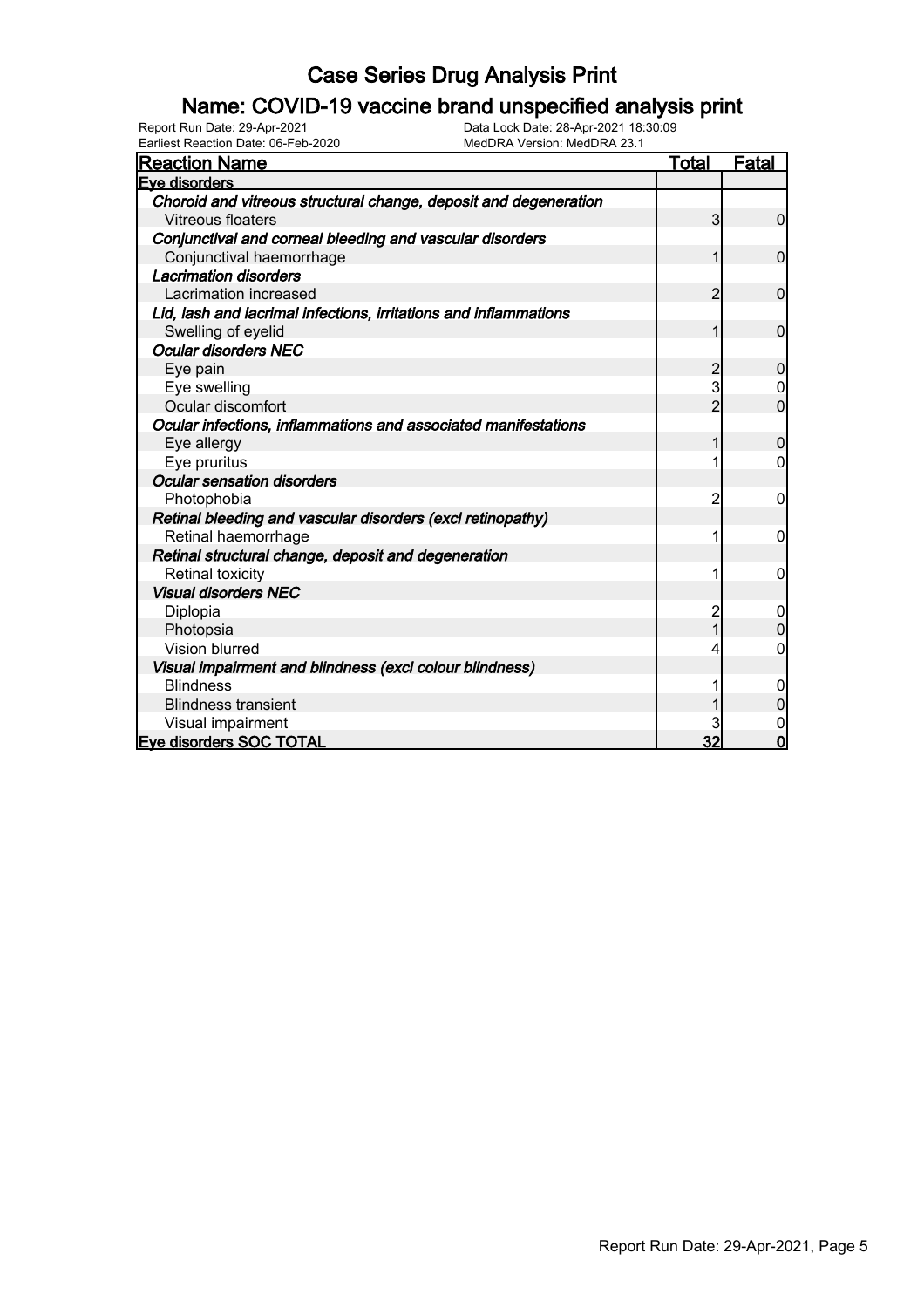# Case Series Drug Analysis Print

## Name: COVID-19 vaccine brand unspecified analysis print

Report Run Date: 29-Apr-2021 Data Lock Date: 28-Apr-2021 18:30:09
Earliest Reaction Date: 06-Feb-2020 MedDRA Version: MedDRA 23.1

| Reaction Name | Total | Fatal |
|---|---|---|
| **Eye disorders** | | |
| *Choroid and vitreous structural change, deposit and degeneration* | | |
| Vitreous floaters | 3 | 0 |
| *Conjunctival and corneal bleeding and vascular disorders* | | |
| Conjunctival haemorrhage | 1 | 0 |
| *Lacrimation disorders* | | |
| Lacrimation increased | 2 | 0 |
| *Lid, lash and lacrimal infections, irritations and inflammations* | | |
| Swelling of eyelid | 1 | 0 |
| *Ocular disorders NEC* | | |
| Eye pain | 2 | 0 |
| Eye swelling | 3 | 0 |
| Ocular discomfort | 2 | 0 |
| *Ocular infections, inflammations and associated manifestations* | | |
| Eye allergy | 1 | 0 |
| Eye pruritus | 1 | 0 |
| *Ocular sensation disorders* | | |
| Photophobia | 2 | 0 |
| *Retinal bleeding and vascular disorders (excl retinopathy)* | | |
| Retinal haemorrhage | 1 | 0 |
| *Retinal structural change, deposit and degeneration* | | |
| Retinal toxicity | 1 | 0 |
| *Visual disorders NEC* | | |
| Diplopia | 2 | 0 |
| Photopsia | 1 | 0 |
| Vision blurred | 4 | 0 |
| *Visual impairment and blindness (excl colour blindness)* | | |
| Blindness | 1 | 0 |
| Blindness transient | 1 | 0 |
| Visual impairment | 3 | 0 |
| **Eye disorders SOC TOTAL** | **32** | **0** |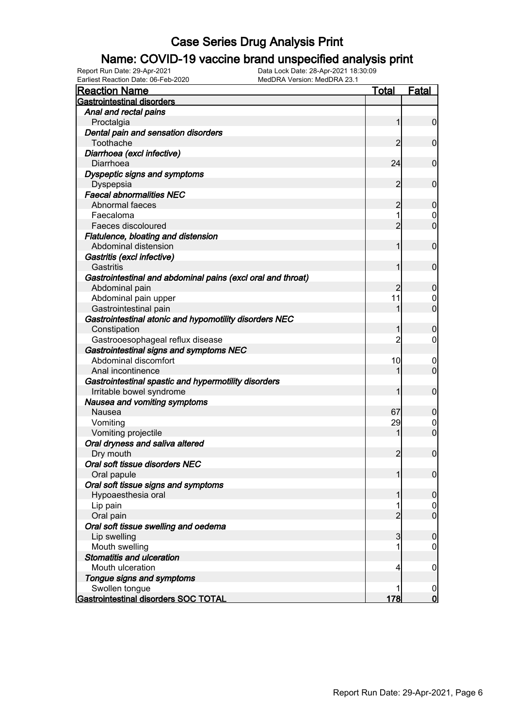# Case Series Drug Analysis Print

## Name: COVID-19 vaccine brand unspecified analysis print

Report Run Date: 29-Apr-2021
Data Lock Date: 28-Apr-2021 18:30:09
Earliest Reaction Date: 06-Feb-2020
MedDRA Version: MedDRA 23.1

| Reaction Name | Total | Fatal |
|---|---|---|
| **Gastrointestinal disorders** | | |
| ***Anal and rectal pains*** | | |
| Proctalgia | 1 | 0 |
| ***Dental pain and sensation disorders*** | | |
| Toothache | 2 | 0 |
| ***Diarrhoea (excl infective)*** | | |
| Diarrhoea | 24 | 0 |
| ***Dyspeptic signs and symptoms*** | | |
| Dyspepsia | 2 | 0 |
| ***Faecal abnormalities NEC*** | | |
| Abnormal faeces | 2 | 0 |
| Faecaloma | 1 | 0 |
| Faeces discoloured | 2 | 0 |
| ***Flatulence, bloating and distension*** | | |
| Abdominal distension | 1 | 0 |
| ***Gastritis (excl infective)*** | | |
| Gastritis | 1 | 0 |
| ***Gastrointestinal and abdominal pains (excl oral and throat)*** | | |
| Abdominal pain | 2 | 0 |
| Abdominal pain upper | 11 | 0 |
| Gastrointestinal pain | 1 | 0 |
| ***Gastrointestinal atonic and hypomotility disorders NEC*** | | |
| Constipation | 1 | 0 |
| Gastrooesophageal reflux disease | 2 | 0 |
| ***Gastrointestinal signs and symptoms NEC*** | | |
| Abdominal discomfort | 10 | 0 |
| Anal incontinence | 1 | 0 |
| ***Gastrointestinal spastic and hypermotility disorders*** | | |
| Irritable bowel syndrome | 1 | 0 |
| ***Nausea and vomiting symptoms*** | | |
| Nausea | 67 | 0 |
| Vomiting | 29 | 0 |
| Vomiting projectile | 1 | 0 |
| ***Oral dryness and saliva altered*** | | |
| Dry mouth | 2 | 0 |
| ***Oral soft tissue disorders NEC*** | | |
| Oral papule | 1 | 0 |
| ***Oral soft tissue signs and symptoms*** | | |
| Hypoaesthesia oral | 1 | 0 |
| Lip pain | 1 | 0 |
| Oral pain | 2 | 0 |
| ***Oral soft tissue swelling and oedema*** | | |
| Lip swelling | 3 | 0 |
| Mouth swelling | 1 | 0 |
| ***Stomatitis and ulceration*** | | |
| Mouth ulceration | 4 | 0 |
| ***Tongue signs and symptoms*** | | |
| Swollen tongue | 1 | 0 |
| **Gastrointestinal disorders SOC TOTAL** | **178** | **0** |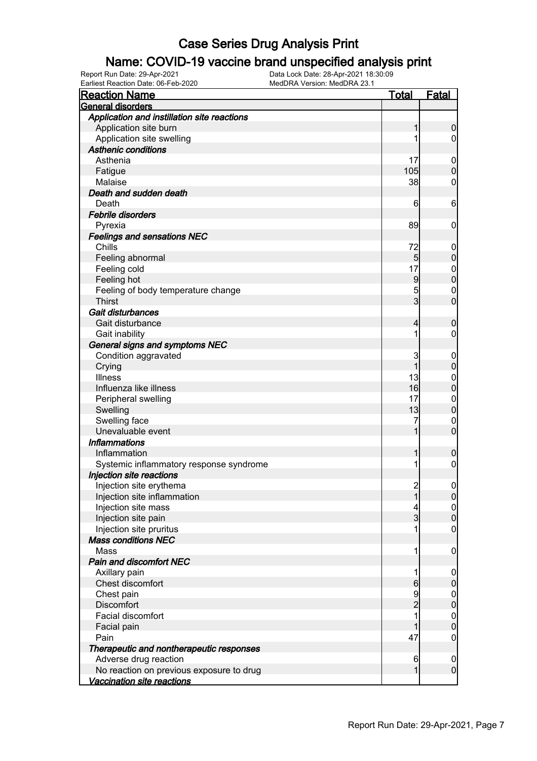# Case Series Drug Analysis Print

## Name: COVID-19 vaccine brand unspecified analysis print

Report Run Date: 29-Apr-2021
Data Lock Date: 28-Apr-2021 18:30:09
Earliest Reaction Date: 06-Feb-2020
MedDRA Version: MedDRA 23.1

| Reaction Name | Total | Fatal |
|---|---|---|
| **General disorders** | | |
| *Application and instillation site reactions* | | |
| Application site burn | 1 | 0 |
| Application site swelling | 1 | 0 |
| *Asthenic conditions* | | |
| Asthenia | 17 | 0 |
| Fatigue | 105 | 0 |
| Malaise | 38 | 0 |
| *Death and sudden death* | | |
| Death | 6 | 6 |
| *Febrile disorders* | | |
| Pyrexia | 89 | 0 |
| *Feelings and sensations NEC* | | |
| Chills | 72 | 0 |
| Feeling abnormal | 5 | 0 |
| Feeling cold | 17 | 0 |
| Feeling hot | 9 | 0 |
| Feeling of body temperature change | 5 | 0 |
| Thirst | 3 | 0 |
| *Gait disturbances* | | |
| Gait disturbance | 4 | 0 |
| Gait inability | 1 | 0 |
| *General signs and symptoms NEC* | | |
| Condition aggravated | 3 | 0 |
| Crying | 1 | 0 |
| Illness | 13 | 0 |
| Influenza like illness | 16 | 0 |
| Peripheral swelling | 17 | 0 |
| Swelling | 13 | 0 |
| Swelling face | 7 | 0 |
| Unevaluable event | 1 | 0 |
| *Inflammations* | | |
| Inflammation | 1 | 0 |
| Systemic inflammatory response syndrome | 1 | 0 |
| *Injection site reactions* | | |
| Injection site erythema | 2 | 0 |
| Injection site inflammation | 1 | 0 |
| Injection site mass | 4 | 0 |
| Injection site pain | 3 | 0 |
| Injection site pruritus | 1 | 0 |
| *Mass conditions NEC* | | |
| Mass | 1 | 0 |
| *Pain and discomfort NEC* | | |
| Axillary pain | 1 | 0 |
| Chest discomfort | 6 | 0 |
| Chest pain | 9 | 0 |
| Discomfort | 2 | 0 |
| Facial discomfort | 1 | 0 |
| Facial pain | 1 | 0 |
| Pain | 47 | 0 |
| *Therapeutic and nontherapeutic responses* | | |
| Adverse drug reaction | 6 | 0 |
| No reaction on previous exposure to drug | 1 | 0 |
| *Vaccination site reactions* | | |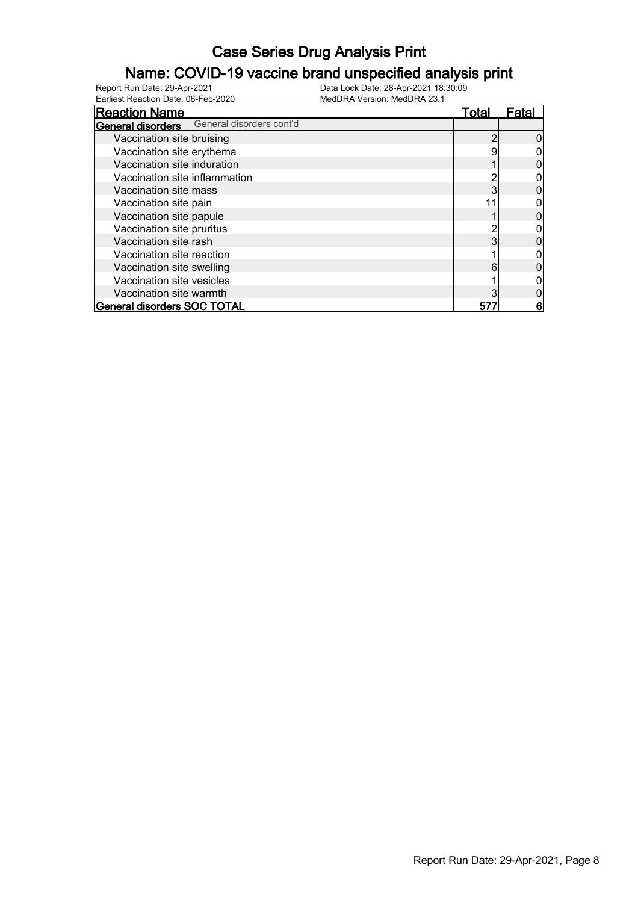# Case Series Drug Analysis Print

## Name: COVID-19 vaccine brand unspecified analysis print

Report Run Date: 29-Apr-2021 Data Lock Date: 28-Apr-2021 18:30:09
Earliest Reaction Date: 06-Feb-2020 MedDRA Version: MedDRA 23.1

| Reaction Name | Total | Fatal |
| --- | --- | --- |
| **General disorders** General disorders cont'd | | |
| Vaccination site bruising | 2 | 0 |
| Vaccination site erythema | 9 | 0 |
| Vaccination site induration | 1 | 0 |
| Vaccination site inflammation | 2 | 0 |
| Vaccination site mass | 3 | 0 |
| Vaccination site pain | 11 | 0 |
| Vaccination site papule | 1 | 0 |
| Vaccination site pruritus | 2 | 0 |
| Vaccination site rash | 3 | 0 |
| Vaccination site reaction | 1 | 0 |
| Vaccination site swelling | 6 | 0 |
| Vaccination site vesicles | 1 | 0 |
| Vaccination site warmth | 3 | 0 |
| **General disorders SOC TOTAL** | **577** | **6** |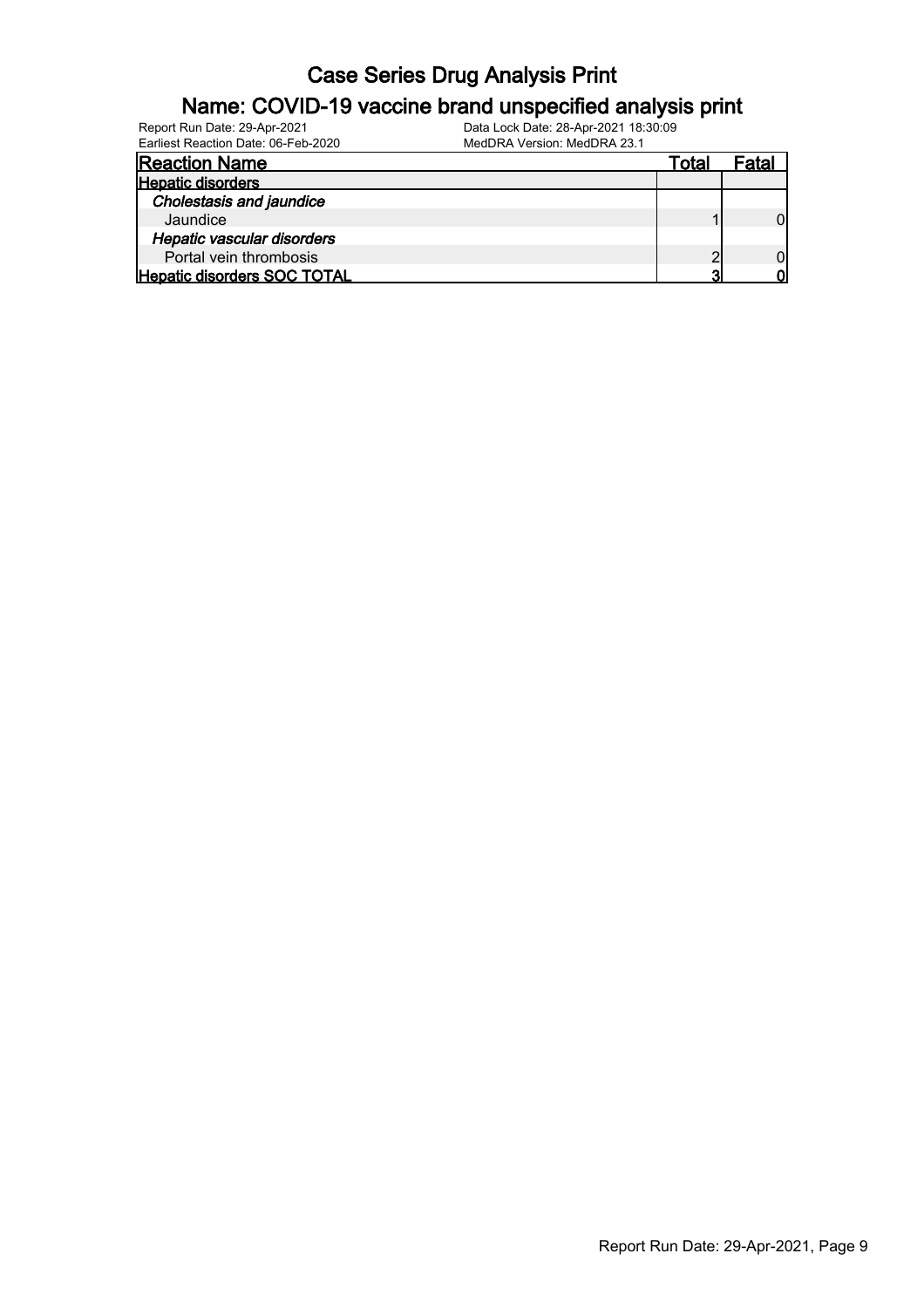# Case Series Drug Analysis Print

## Name: COVID-19 vaccine brand unspecified analysis print

Report Run Date: 29-Apr-2021
Earliest Reaction Date: 06-Feb-2020

Data Lock Date: 28-Apr-2021 18:30:09
MedDRA Version: MedDRA 23.1

| Reaction Name | Total | Fatal |
|---|---|---|
| **Hepatic disorders** | | |
| ***Cholestasis and jaundice*** | | |
| Jaundice | 1 | 0 |
| ***Hepatic vascular disorders*** | | |
| Portal vein thrombosis | 2 | 0 |
| **Hepatic disorders SOC TOTAL** | **3** | **0** |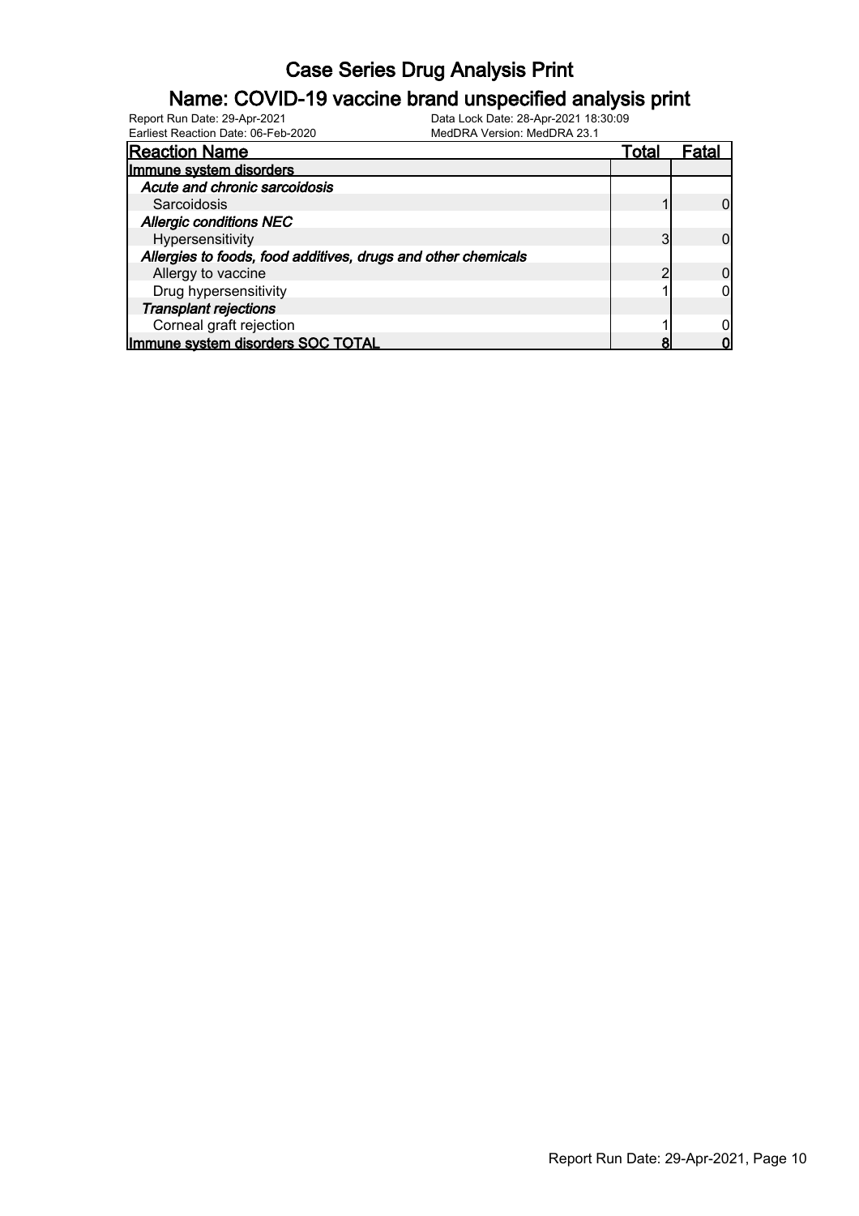# Case Series Drug Analysis Print

## Name: COVID-19 vaccine brand unspecified analysis print

Report Run Date: 29-Apr-2021    Data Lock Date: 28-Apr-2021 18:30:09
Earliest Reaction Date: 06-Feb-2020    MedDRA Version: MedDRA 23.1

| Reaction Name | Total | Fatal |
|---|---|---|
| **Immune system disorders** | | |
| ***Acute and chronic sarcoidosis*** | | |
| Sarcoidosis | 1 | 0 |
| ***Allergic conditions NEC*** | | |
| Hypersensitivity | 3 | 0 |
| ***Allergies to foods, food additives, drugs and other chemicals*** | | |
| Allergy to vaccine | 2 | 0 |
| Drug hypersensitivity | 1 | 0 |
| ***Transplant rejections*** | | |
| Corneal graft rejection | 1 | 0 |
| **Immune system disorders SOC TOTAL** | **8** | **0** |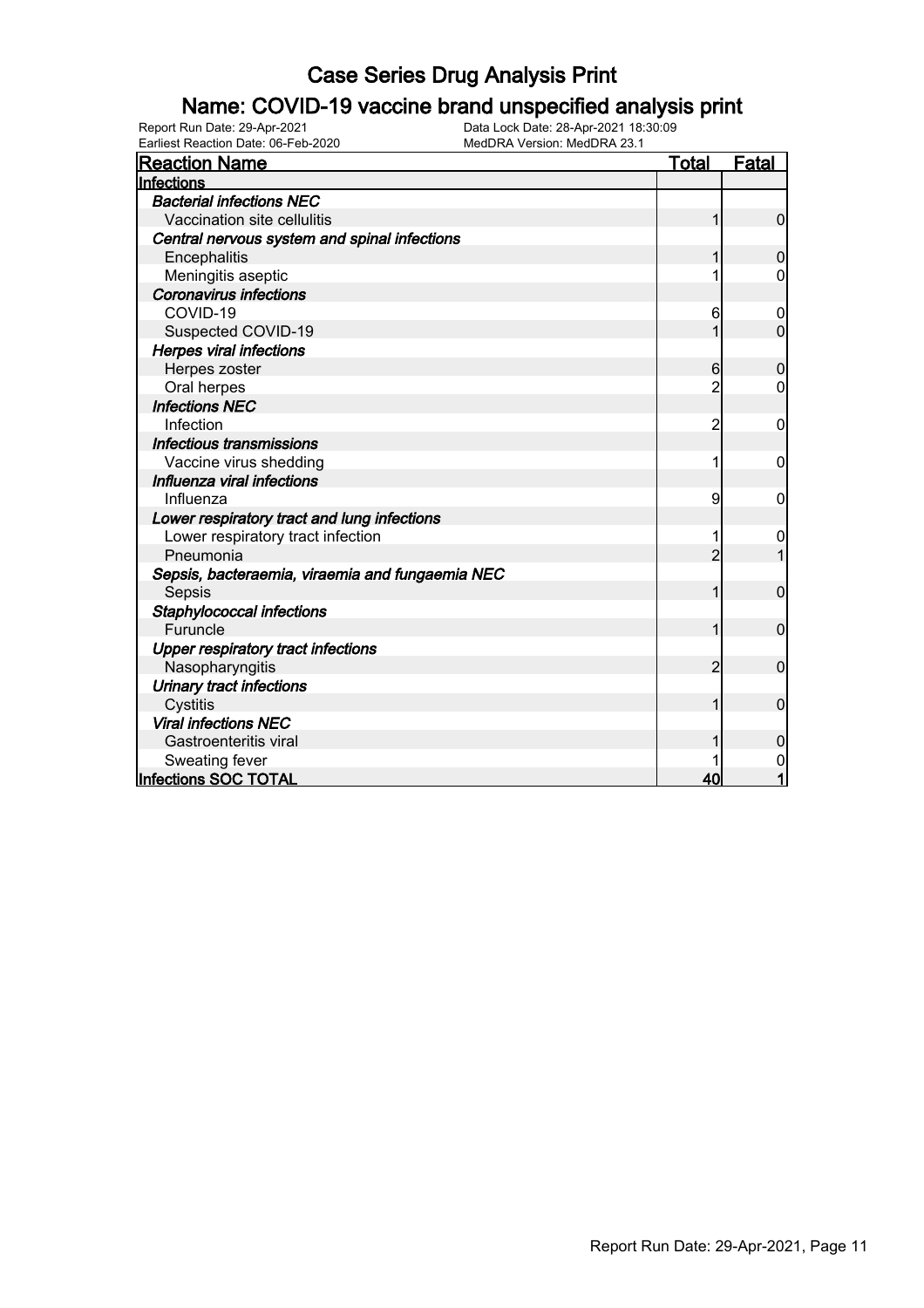# Case Series Drug Analysis Print

## Name: COVID-19 vaccine brand unspecified analysis print

Report Run Date: 29-Apr-2021    Data Lock Date: 28-Apr-2021 18:30:09
Earliest Reaction Date: 06-Feb-2020    MedDRA Version: MedDRA 23.1

| Reaction Name | Total | Fatal |
|---|---|---|
| **Infections** | | |
| ***Bacterial infections NEC*** | | |
| Vaccination site cellulitis | 1 | 0 |
| ***Central nervous system and spinal infections*** | | |
| Encephalitis | 1 | 0 |
| Meningitis aseptic | 1 | 0 |
| ***Coronavirus infections*** | | |
| COVID-19 | 6 | 0 |
| Suspected COVID-19 | 1 | 0 |
| ***Herpes viral infections*** | | |
| Herpes zoster | 6 | 0 |
| Oral herpes | 2 | 0 |
| ***Infections NEC*** | | |
| Infection | 2 | 0 |
| ***Infectious transmissions*** | | |
| Vaccine virus shedding | 1 | 0 |
| ***Influenza viral infections*** | | |
| Influenza | 9 | 0 |
| ***Lower respiratory tract and lung infections*** | | |
| Lower respiratory tract infection | 1 | 0 |
| Pneumonia | 2 | 1 |
| ***Sepsis, bacteraemia, viraemia and fungaemia NEC*** | | |
| Sepsis | 1 | 0 |
| ***Staphylococcal infections*** | | |
| Furuncle | 1 | 0 |
| ***Upper respiratory tract infections*** | | |
| Nasopharyngitis | 2 | 0 |
| ***Urinary tract infections*** | | |
| Cystitis | 1 | 0 |
| ***Viral infections NEC*** | | |
| Gastroenteritis viral | 1 | 0 |
| Sweating fever | 1 | 0 |
| **Infections SOC TOTAL** | **40** | **1** |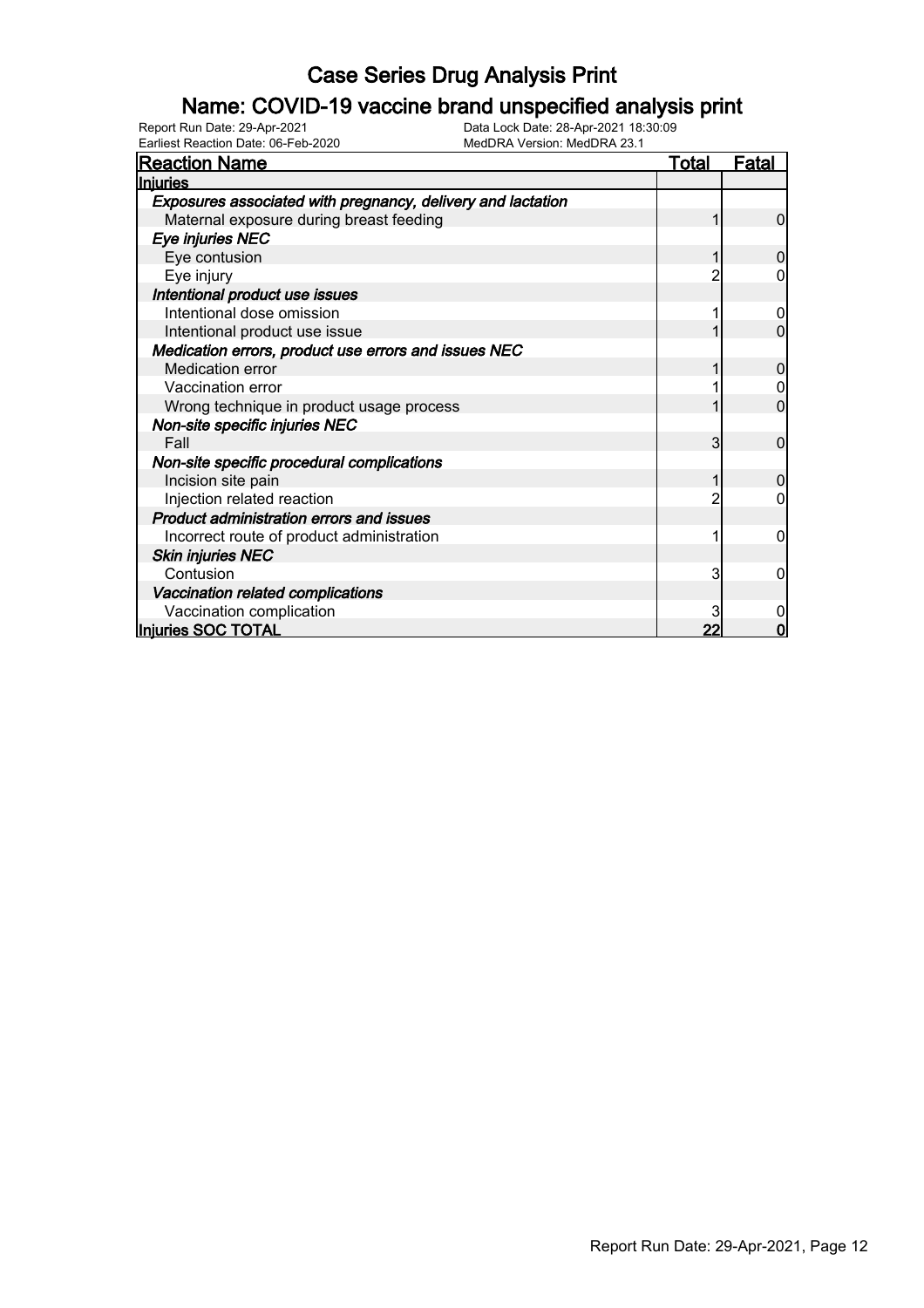# Case Series Drug Analysis Print

## Name: COVID-19 vaccine brand unspecified analysis print

Report Run Date: 29-Apr-2021
Data Lock Date: 28-Apr-2021 18:30:09
Earliest Reaction Date: 06-Feb-2020
MedDRA Version: MedDRA 23.1

| Reaction Name | Total | Fatal |
|---|---|---|
| **Injuries** | | |
| ***Exposures associated with pregnancy, delivery and lactation*** | | |
| Maternal exposure during breast feeding | 1 | 0 |
| ***Eye injuries NEC*** | | |
| Eye contusion | 1 | 0 |
| Eye injury | 2 | 0 |
| ***Intentional product use issues*** | | |
| Intentional dose omission | 1 | 0 |
| Intentional product use issue | 1 | 0 |
| ***Medication errors, product use errors and issues NEC*** | | |
| Medication error | 1 | 0 |
| Vaccination error | 1 | 0 |
| Wrong technique in product usage process | 1 | 0 |
| ***Non-site specific injuries NEC*** | | |
| Fall | 3 | 0 |
| ***Non-site specific procedural complications*** | | |
| Incision site pain | 1 | 0 |
| Injection related reaction | 2 | 0 |
| ***Product administration errors and issues*** | | |
| Incorrect route of product administration | 1 | 0 |
| ***Skin injuries NEC*** | | |
| Contusion | 3 | 0 |
| ***Vaccination related complications*** | | |
| Vaccination complication | 3 | 0 |
| **Injuries SOC TOTAL** | **22** | **0** |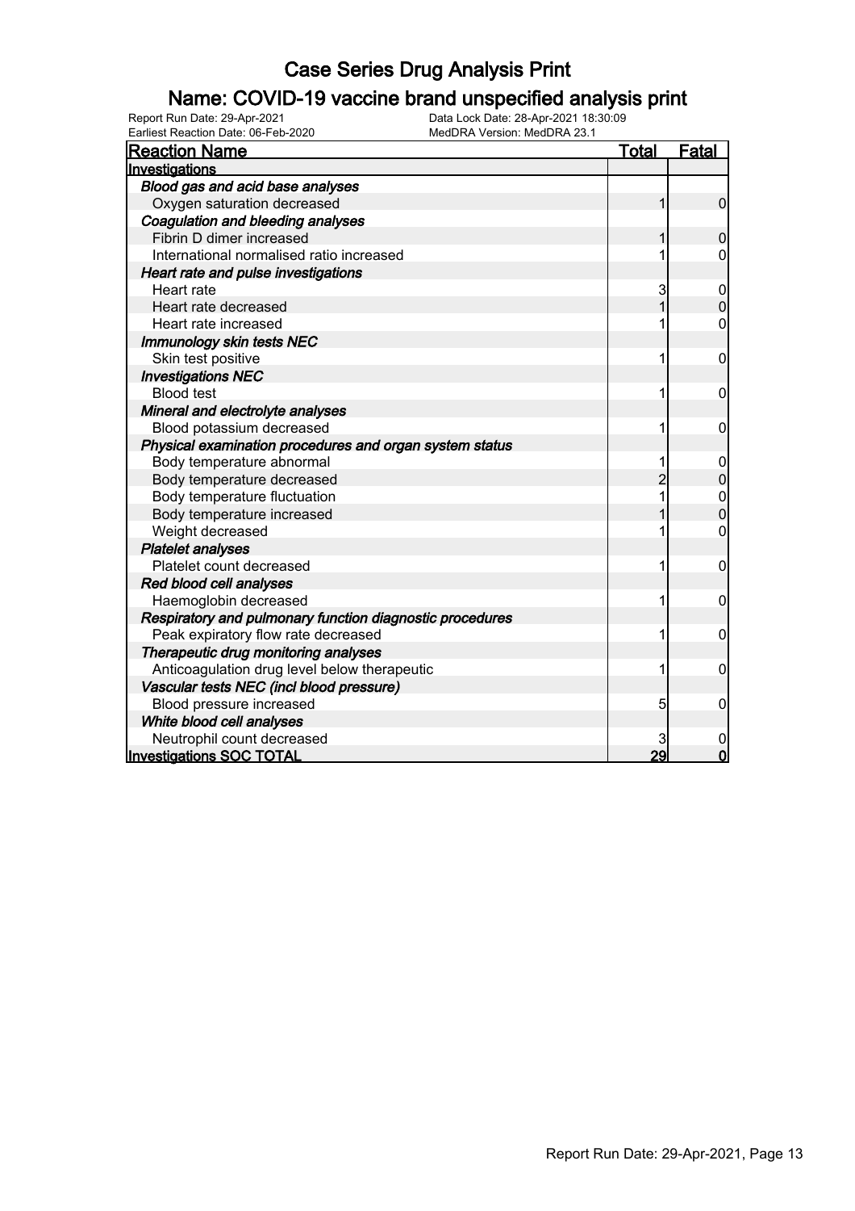# Case Series Drug Analysis Print

## Name: COVID-19 vaccine brand unspecified analysis print

Report Run Date: 29-Apr-2021 Data Lock Date: 28-Apr-2021 18:30:09
Earliest Reaction Date: 06-Feb-2020 MedDRA Version: MedDRA 23.1

| Reaction Name | Total | Fatal |
|---|---|---|
| **Investigations** | | |
| ***Blood gas and acid base analyses*** | | |
| Oxygen saturation decreased | 1 | 0 |
| ***Coagulation and bleeding analyses*** | | |
| Fibrin D dimer increased | 1 | 0 |
| International normalised ratio increased | 1 | 0 |
| ***Heart rate and pulse investigations*** | | |
| Heart rate | 3 | 0 |
| Heart rate decreased | 1 | 0 |
| Heart rate increased | 1 | 0 |
| ***Immunology skin tests NEC*** | | |
| Skin test positive | 1 | 0 |
| ***Investigations NEC*** | | |
| Blood test | 1 | 0 |
| ***Mineral and electrolyte analyses*** | | |
| Blood potassium decreased | 1 | 0 |
| ***Physical examination procedures and organ system status*** | | |
| Body temperature abnormal | 1 | 0 |
| Body temperature decreased | 2 | 0 |
| Body temperature fluctuation | 1 | 0 |
| Body temperature increased | 1 | 0 |
| Weight decreased | 1 | 0 |
| ***Platelet analyses*** | | |
| Platelet count decreased | 1 | 0 |
| ***Red blood cell analyses*** | | |
| Haemoglobin decreased | 1 | 0 |
| ***Respiratory and pulmonary function diagnostic procedures*** | | |
| Peak expiratory flow rate decreased | 1 | 0 |
| ***Therapeutic drug monitoring analyses*** | | |
| Anticoagulation drug level below therapeutic | 1 | 0 |
| ***Vascular tests NEC (incl blood pressure)*** | | |
| Blood pressure increased | 5 | 0 |
| ***White blood cell analyses*** | | |
| Neutrophil count decreased | 3 | 0 |
| **Investigations SOC TOTAL** | **29** | **0** |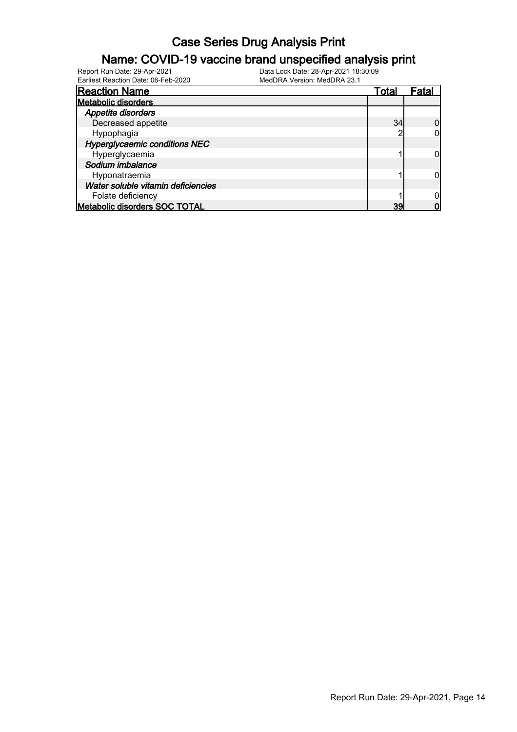# Case Series Drug Analysis Print

## Name: COVID-19 vaccine brand unspecified analysis print

Report Run Date: 29-Apr-2021 Data Lock Date: 28-Apr-2021 18:30:09
Earliest Reaction Date: 06-Feb-2020 MedDRA Version: MedDRA 23.1

| Reaction Name | Total | Fatal |
|---|---|---|
| **Metabolic disorders** | | |
| ***Appetite disorders*** | | |
| Decreased appetite | 34 | 0 |
| Hypophagia | 2 | 0 |
| ***Hyperglycaemic conditions NEC*** | | |
| Hyperglycaemia | 1 | 0 |
| ***Sodium imbalance*** | | |
| Hyponatraemia | 1 | 0 |
| ***Water soluble vitamin deficiencies*** | | |
| Folate deficiency | 1 | 0 |
| **Metabolic disorders SOC TOTAL** | **39** | **0** |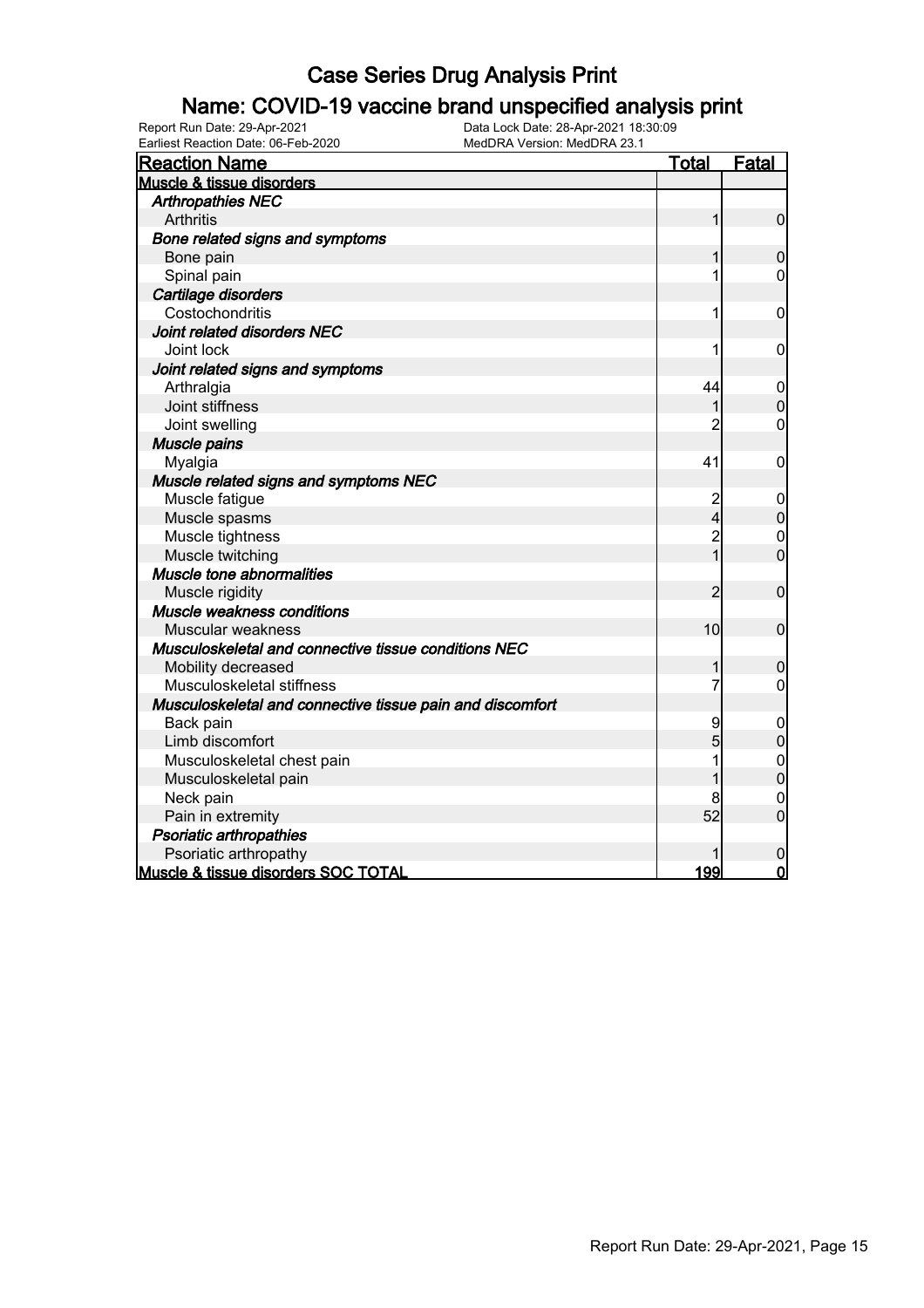# Case Series Drug Analysis Print

## Name: COVID-19 vaccine brand unspecified analysis print

Report Run Date: 29-Apr-2021
Data Lock Date: 28-Apr-2021 18:30:09
Earliest Reaction Date: 06-Feb-2020
MedDRA Version: MedDRA 23.1

| Reaction Name | Total | Fatal |
|---|---|---|
| **Muscle & tissue disorders** | | |
| ***Arthropathies NEC*** | | |
| Arthritis | 1 | 0 |
| ***Bone related signs and symptoms*** | | |
| Bone pain | 1 | 0 |
| Spinal pain | 1 | 0 |
| ***Cartilage disorders*** | | |
| Costochondritis | 1 | 0 |
| ***Joint related disorders NEC*** | | |
| Joint lock | 1 | 0 |
| ***Joint related signs and symptoms*** | | |
| Arthralgia | 44 | 0 |
| Joint stiffness | 1 | 0 |
| Joint swelling | 2 | 0 |
| ***Muscle pains*** | | |
| Myalgia | 41 | 0 |
| ***Muscle related signs and symptoms NEC*** | | |
| Muscle fatigue | 2 | 0 |
| Muscle spasms | 4 | 0 |
| Muscle tightness | 2 | 0 |
| Muscle twitching | 1 | 0 |
| ***Muscle tone abnormalities*** | | |
| Muscle rigidity | 2 | 0 |
| ***Muscle weakness conditions*** | | |
| Muscular weakness | 10 | 0 |
| ***Musculoskeletal and connective tissue conditions NEC*** | | |
| Mobility decreased | 1 | 0 |
| Musculoskeletal stiffness | 7 | 0 |
| ***Musculoskeletal and connective tissue pain and discomfort*** | | |
| Back pain | 9 | 0 |
| Limb discomfort | 5 | 0 |
| Musculoskeletal chest pain | 1 | 0 |
| Musculoskeletal pain | 1 | 0 |
| Neck pain | 8 | 0 |
| Pain in extremity | 52 | 0 |
| ***Psoriatic arthropathies*** | | |
| Psoriatic arthropathy | 1 | 0 |
| **Muscle & tissue disorders SOC TOTAL** | **199** | **0** |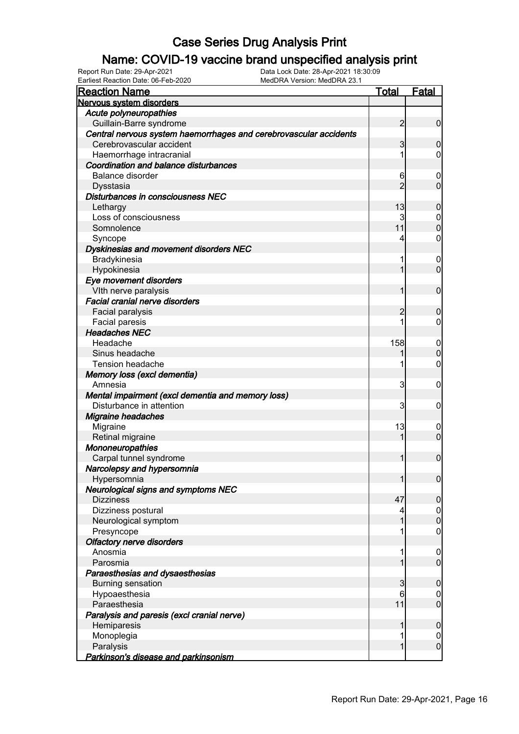# Case Series Drug Analysis Print

## Name: COVID-19 vaccine brand unspecified analysis print

Report Run Date: 29-Apr-2021
Data Lock Date: 28-Apr-2021 18:30:09
Earliest Reaction Date: 06-Feb-2020
MedDRA Version: MedDRA 23.1

| Reaction Name | Total | Fatal |
|---|---|---|
| **Nervous system disorders** | | |
| ***Acute polyneuropathies*** | | |
| Guillain-Barre syndrome | 2 | 0 |
| ***Central nervous system haemorrhages and cerebrovascular accidents*** | | |
| Cerebrovascular accident | 3 | 0 |
| Haemorrhage intracranial | 1 | 0 |
| ***Coordination and balance disturbances*** | | |
| Balance disorder | 6 | 0 |
| Dysstasia | 2 | 0 |
| ***Disturbances in consciousness NEC*** | | |
| Lethargy | 13 | 0 |
| Loss of consciousness | 3 | 0 |
| Somnolence | 11 | 0 |
| Syncope | 4 | 0 |
| ***Dyskinesias and movement disorders NEC*** | | |
| Bradykinesia | 1 | 0 |
| Hypokinesia | 1 | 0 |
| ***Eye movement disorders*** | | |
| VIth nerve paralysis | 1 | 0 |
| ***Facial cranial nerve disorders*** | | |
| Facial paralysis | 2 | 0 |
| Facial paresis | 1 | 0 |
| ***Headaches NEC*** | | |
| Headache | 158 | 0 |
| Sinus headache | 1 | 0 |
| Tension headache | 1 | 0 |
| ***Memory loss (excl dementia)*** | | |
| Amnesia | 3 | 0 |
| ***Mental impairment (excl dementia and memory loss)*** | | |
| Disturbance in attention | 3 | 0 |
| ***Migraine headaches*** | | |
| Migraine | 13 | 0 |
| Retinal migraine | 1 | 0 |
| ***Mononeuropathies*** | | |
| Carpal tunnel syndrome | 1 | 0 |
| ***Narcolepsy and hypersomnia*** | | |
| Hypersomnia | 1 | 0 |
| ***Neurological signs and symptoms NEC*** | | |
| Dizziness | 47 | 0 |
| Dizziness postural | 4 | 0 |
| Neurological symptom | 1 | 0 |
| Presyncope | 1 | 0 |
| ***Olfactory nerve disorders*** | | |
| Anosmia | 1 | 0 |
| Parosmia | 1 | 0 |
| ***Paraesthesias and dysaesthesias*** | | |
| Burning sensation | 3 | 0 |
| Hypoaesthesia | 6 | 0 |
| Paraesthesia | 11 | 0 |
| ***Paralysis and paresis (excl cranial nerve)*** | | |
| Hemiparesis | 1 | 0 |
| Monoplegia | 1 | 0 |
| Paralysis | 1 | 0 |
| ***Parkinson's disease and parkinsonism*** | | |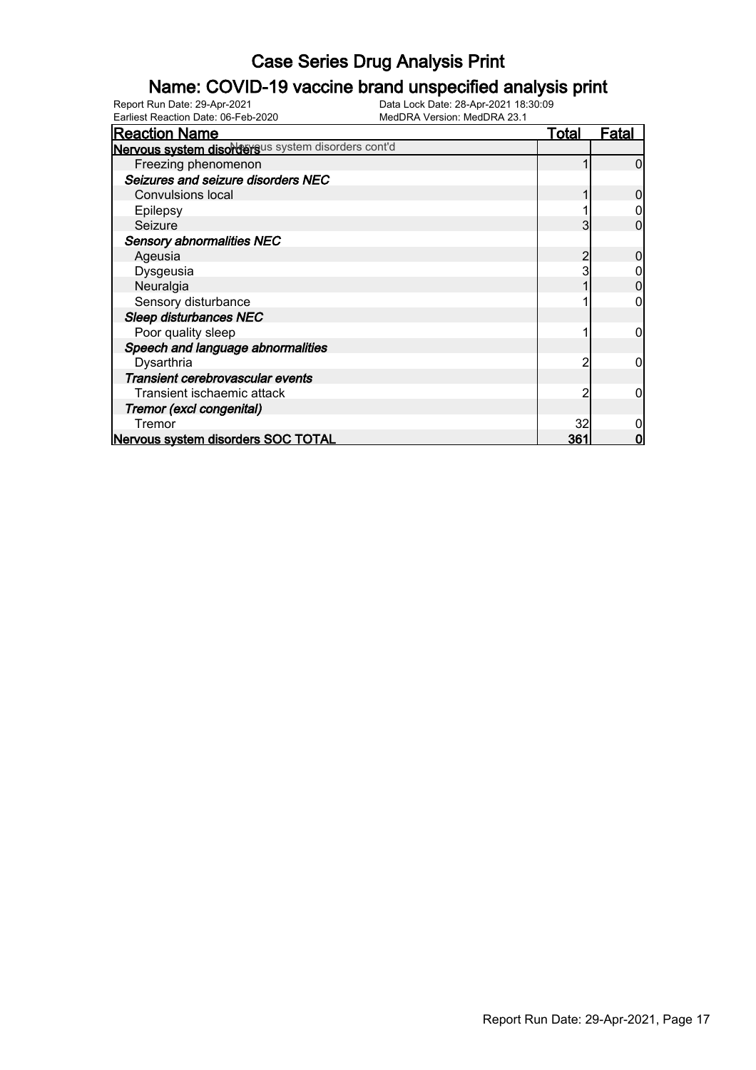# Case Series Drug Analysis Print

## Name: COVID-19 vaccine brand unspecified analysis print

Report Run Date: 29-Apr-2021　　Data Lock Date: 28-Apr-2021 18:30:09
Earliest Reaction Date: 06-Feb-2020　　MedDRA Version: MedDRA 23.1

| Reaction Name | Total | Fatal |
|---|---|---|
| **Nervous system disorders** Nervous system disorders cont'd | | |
| Freezing phenomenon | 1 | 0 |
| ***Seizures and seizure disorders NEC*** | | |
| Convulsions local | 1 | 0 |
| Epilepsy | 1 | 0 |
| Seizure | 3 | 0 |
| ***Sensory abnormalities NEC*** | | |
| Ageusia | 2 | 0 |
| Dysgeusia | 3 | 0 |
| Neuralgia | 1 | 0 |
| Sensory disturbance | 1 | 0 |
| ***Sleep disturbances NEC*** | | |
| Poor quality sleep | 1 | 0 |
| ***Speech and language abnormalities*** | | |
| Dysarthria | 2 | 0 |
| ***Transient cerebrovascular events*** | | |
| Transient ischaemic attack | 2 | 0 |
| ***Tremor (excl congenital)*** | | |
| Tremor | 32 | 0 |
| **Nervous system disorders SOC TOTAL** | **361** | **0** |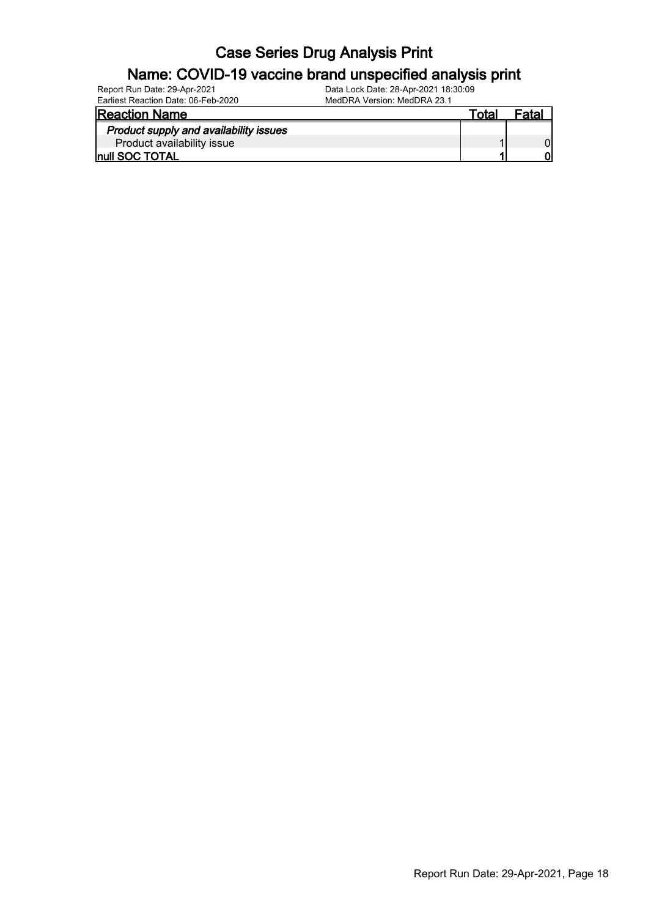# Case Series Drug Analysis Print

## Name: COVID-19 vaccine brand unspecified analysis print

Report Run Date: 29-Apr-2021
Earliest Reaction Date: 06-Feb-2020
Data Lock Date: 28-Apr-2021 18:30:09
MedDRA Version: MedDRA 23.1

| Reaction Name | Total | Fatal |
|---|---|---|
| *Product supply and availability issues* | | |
| Product availability issue | 1 | 0 |
| **null SOC TOTAL** | **1** | **0** |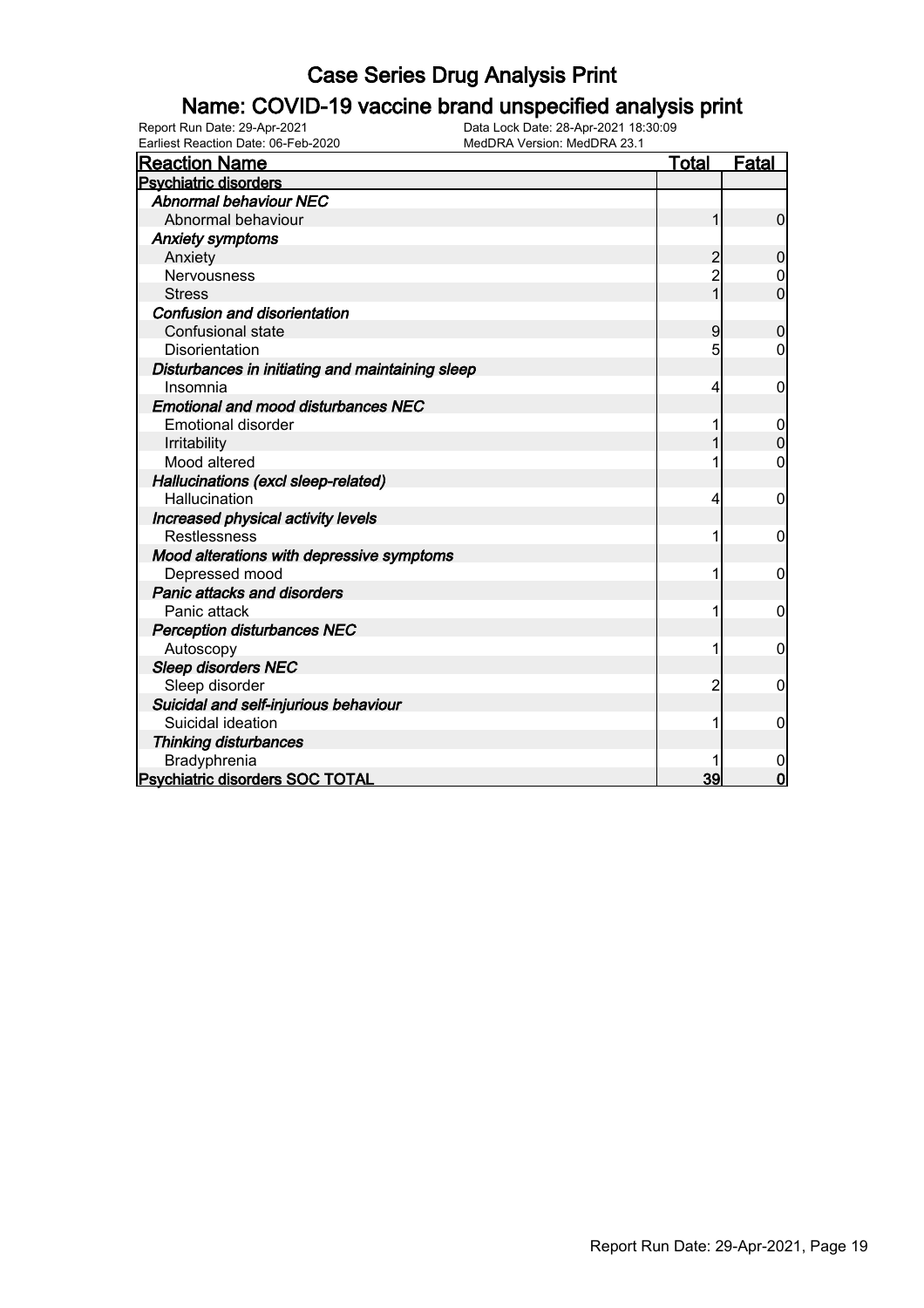# Case Series Drug Analysis Print

## Name: COVID-19 vaccine brand unspecified analysis print

Report Run Date: 29-Apr-2021
Data Lock Date: 28-Apr-2021 18:30:09
Earliest Reaction Date: 06-Feb-2020
MedDRA Version: MedDRA 23.1

| Reaction Name | Total | Fatal |
|---|---|---|
| **Psychiatric disorders** | | |
| *Abnormal behaviour NEC* | | |
| Abnormal behaviour | 1 | 0 |
| *Anxiety symptoms* | | |
| Anxiety | 2 | 0 |
| Nervousness | 2 | 0 |
| Stress | 1 | 0 |
| *Confusion and disorientation* | | |
| Confusional state | 9 | 0 |
| Disorientation | 5 | 0 |
| *Disturbances in initiating and maintaining sleep* | | |
| Insomnia | 4 | 0 |
| *Emotional and mood disturbances NEC* | | |
| Emotional disorder | 1 | 0 |
| Irritability | 1 | 0 |
| Mood altered | 1 | 0 |
| *Hallucinations (excl sleep-related)* | | |
| Hallucination | 4 | 0 |
| *Increased physical activity levels* | | |
| Restlessness | 1 | 0 |
| *Mood alterations with depressive symptoms* | | |
| Depressed mood | 1 | 0 |
| *Panic attacks and disorders* | | |
| Panic attack | 1 | 0 |
| *Perception disturbances NEC* | | |
| Autoscopy | 1 | 0 |
| *Sleep disorders NEC* | | |
| Sleep disorder | 2 | 0 |
| *Suicidal and self-injurious behaviour* | | |
| Suicidal ideation | 1 | 0 |
| *Thinking disturbances* | | |
| Bradyphrenia | 1 | 0 |
| **Psychiatric disorders SOC TOTAL** | **39** | **0** |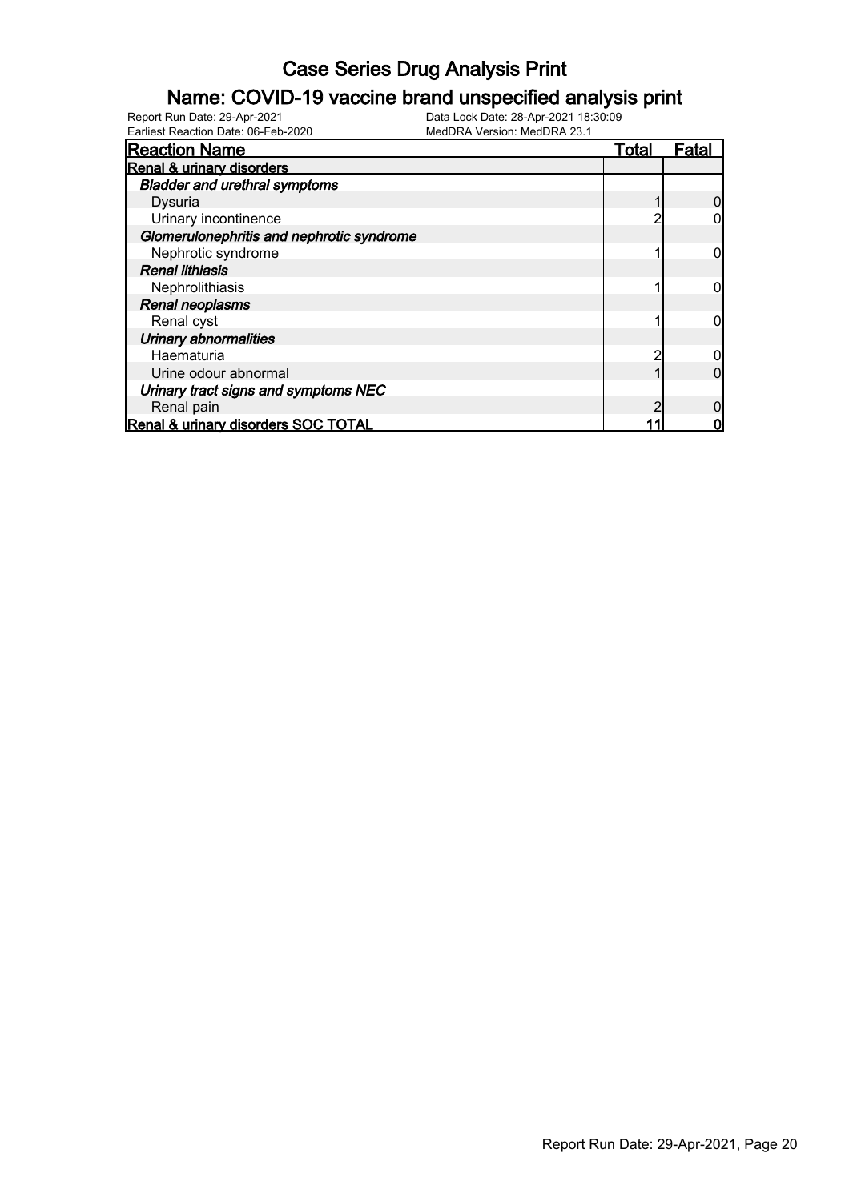# Case Series Drug Analysis Print

## Name: COVID-19 vaccine brand unspecified analysis print

Report Run Date: 29-Apr-2021
Data Lock Date: 28-Apr-2021 18:30:09
Earliest Reaction Date: 06-Feb-2020
MedDRA Version: MedDRA 23.1

| Reaction Name | Total | Fatal |
|---|---|---|
| **Renal & urinary disorders** | | |
| ***Bladder and urethral symptoms*** | | |
| Dysuria | 1 | 0 |
| Urinary incontinence | 2 | 0 |
| ***Glomerulonephritis and nephrotic syndrome*** | | |
| Nephrotic syndrome | 1 | 0 |
| ***Renal lithiasis*** | | |
| Nephrolithiasis | 1 | 0 |
| ***Renal neoplasms*** | | |
| Renal cyst | 1 | 0 |
| ***Urinary abnormalities*** | | |
| Haematuria | 2 | 0 |
| Urine odour abnormal | 1 | 0 |
| ***Urinary tract signs and symptoms NEC*** | | |
| Renal pain | 2 | 0 |
| **Renal & urinary disorders SOC TOTAL** | **11** | **0** |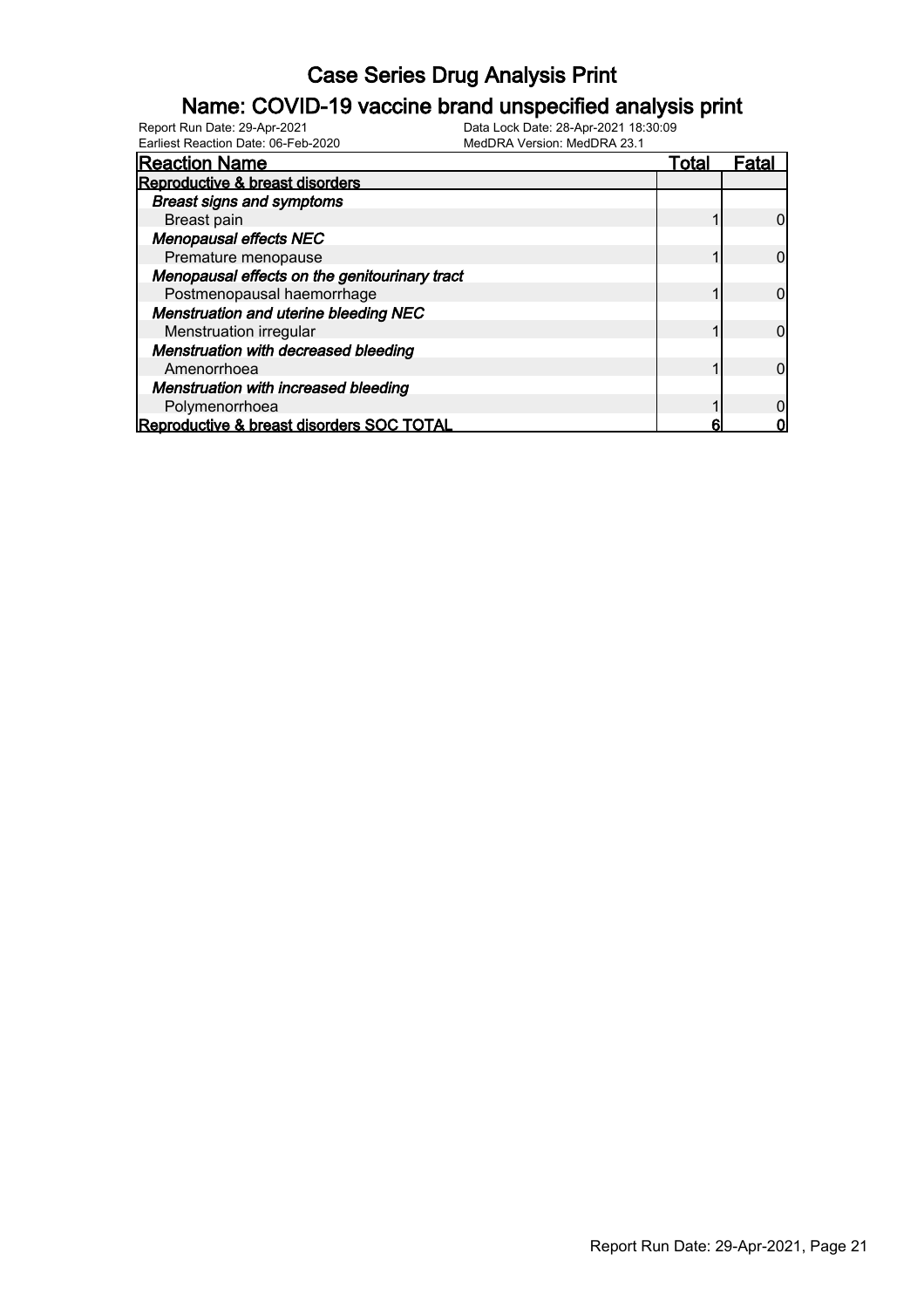# Case Series Drug Analysis Print

## Name: COVID-19 vaccine brand unspecified analysis print

Report Run Date: 29-Apr-2021
Data Lock Date: 28-Apr-2021 18:30:09
Earliest Reaction Date: 06-Feb-2020
MedDRA Version: MedDRA 23.1

| Reaction Name | Total | Fatal |
|---|---|---|
| **Reproductive & breast disorders** | | |
| ***Breast signs and symptoms*** | | |
| Breast pain | 1 | 0 |
| ***Menopausal effects NEC*** | | |
| Premature menopause | 1 | 0 |
| ***Menopausal effects on the genitourinary tract*** | | |
| Postmenopausal haemorrhage | 1 | 0 |
| ***Menstruation and uterine bleeding NEC*** | | |
| Menstruation irregular | 1 | 0 |
| ***Menstruation with decreased bleeding*** | | |
| Amenorrhoea | 1 | 0 |
| ***Menstruation with increased bleeding*** | | |
| Polymenorrhoea | 1 | 0 |
| **Reproductive & breast disorders SOC TOTAL** | **6** | **0** |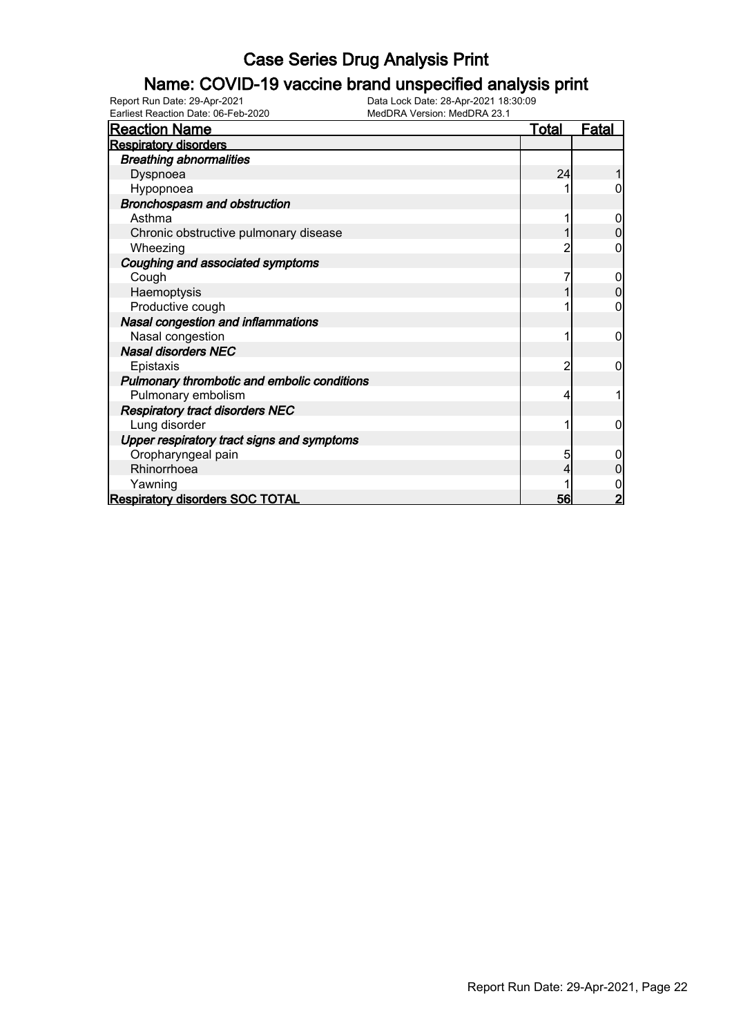# Case Series Drug Analysis Print

## Name: COVID-19 vaccine brand unspecified analysis print

Report Run Date: 29-Apr-2021
Data Lock Date: 28-Apr-2021 18:30:09
Earliest Reaction Date: 06-Feb-2020
MedDRA Version: MedDRA 23.1

| Reaction Name | Total | Fatal |
|---|---|---|
| **Respiratory disorders** | | |
| ***Breathing abnormalities*** | | |
| Dyspnoea | 24 | 1 |
| Hypopnoea | 1 | 0 |
| ***Bronchospasm and obstruction*** | | |
| Asthma | 1 | 0 |
| Chronic obstructive pulmonary disease | 1 | 0 |
| Wheezing | 2 | 0 |
| ***Coughing and associated symptoms*** | | |
| Cough | 7 | 0 |
| Haemoptysis | 1 | 0 |
| Productive cough | 1 | 0 |
| ***Nasal congestion and inflammations*** | | |
| Nasal congestion | 1 | 0 |
| ***Nasal disorders NEC*** | | |
| Epistaxis | 2 | 0 |
| ***Pulmonary thrombotic and embolic conditions*** | | |
| Pulmonary embolism | 4 | 1 |
| ***Respiratory tract disorders NEC*** | | |
| Lung disorder | 1 | 0 |
| ***Upper respiratory tract signs and symptoms*** | | |
| Oropharyngeal pain | 5 | 0 |
| Rhinorrhoea | 4 | 0 |
| Yawning | 1 | 0 |
| **Respiratory disorders SOC TOTAL** | **56** | **2** |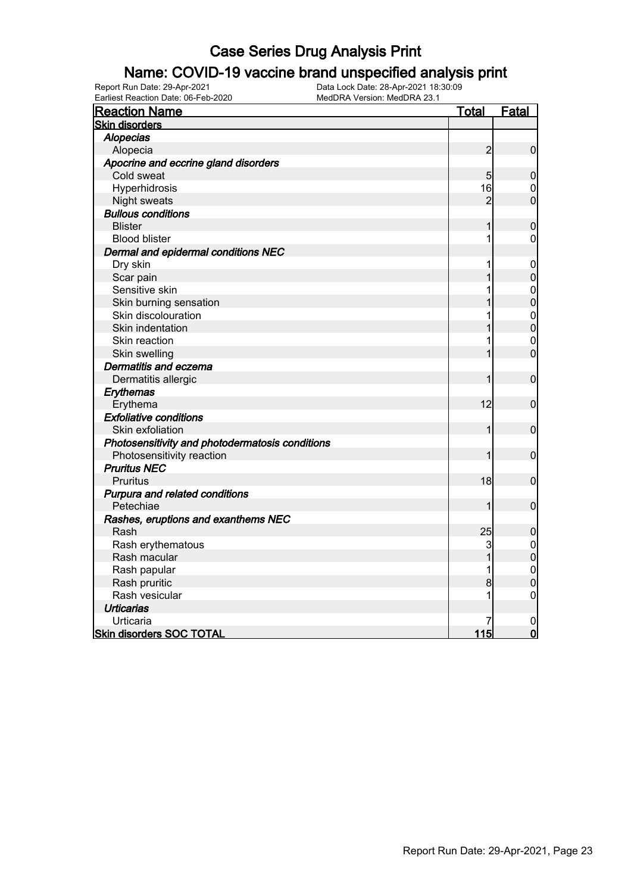# Case Series Drug Analysis Print

## Name: COVID-19 vaccine brand unspecified analysis print

Report Run Date: 29-Apr-2021    Data Lock Date: 28-Apr-2021 18:30:09
Earliest Reaction Date: 06-Feb-2020    MedDRA Version: MedDRA 23.1

| Reaction Name | Total | Fatal |
|---|---|---|
| **Skin disorders** | | |
| *Alopecias* | | |
| Alopecia | 2 | 0 |
| *Apocrine and eccrine gland disorders* | | |
| Cold sweat | 5 | 0 |
| Hyperhidrosis | 16 | 0 |
| Night sweats | 2 | 0 |
| *Bullous conditions* | | |
| Blister | 1 | 0 |
| Blood blister | 1 | 0 |
| *Dermal and epidermal conditions NEC* | | |
| Dry skin | 1 | 0 |
| Scar pain | 1 | 0 |
| Sensitive skin | 1 | 0 |
| Skin burning sensation | 1 | 0 |
| Skin discolouration | 1 | 0 |
| Skin indentation | 1 | 0 |
| Skin reaction | 1 | 0 |
| Skin swelling | 1 | 0 |
| *Dermatitis and eczema* | | |
| Dermatitis allergic | 1 | 0 |
| *Erythemas* | | |
| Erythema | 12 | 0 |
| *Exfoliative conditions* | | |
| Skin exfoliation | 1 | 0 |
| *Photosensitivity and photodermatosis conditions* | | |
| Photosensitivity reaction | 1 | 0 |
| *Pruritus NEC* | | |
| Pruritus | 18 | 0 |
| *Purpura and related conditions* | | |
| Petechiae | 1 | 0 |
| *Rashes, eruptions and exanthems NEC* | | |
| Rash | 25 | 0 |
| Rash erythematous | 3 | 0 |
| Rash macular | 1 | 0 |
| Rash papular | 1 | 0 |
| Rash pruritic | 8 | 0 |
| Rash vesicular | 1 | 0 |
| *Urticarias* | | |
| Urticaria | 7 | 0 |
| **Skin disorders SOC TOTAL** | **115** | **0** |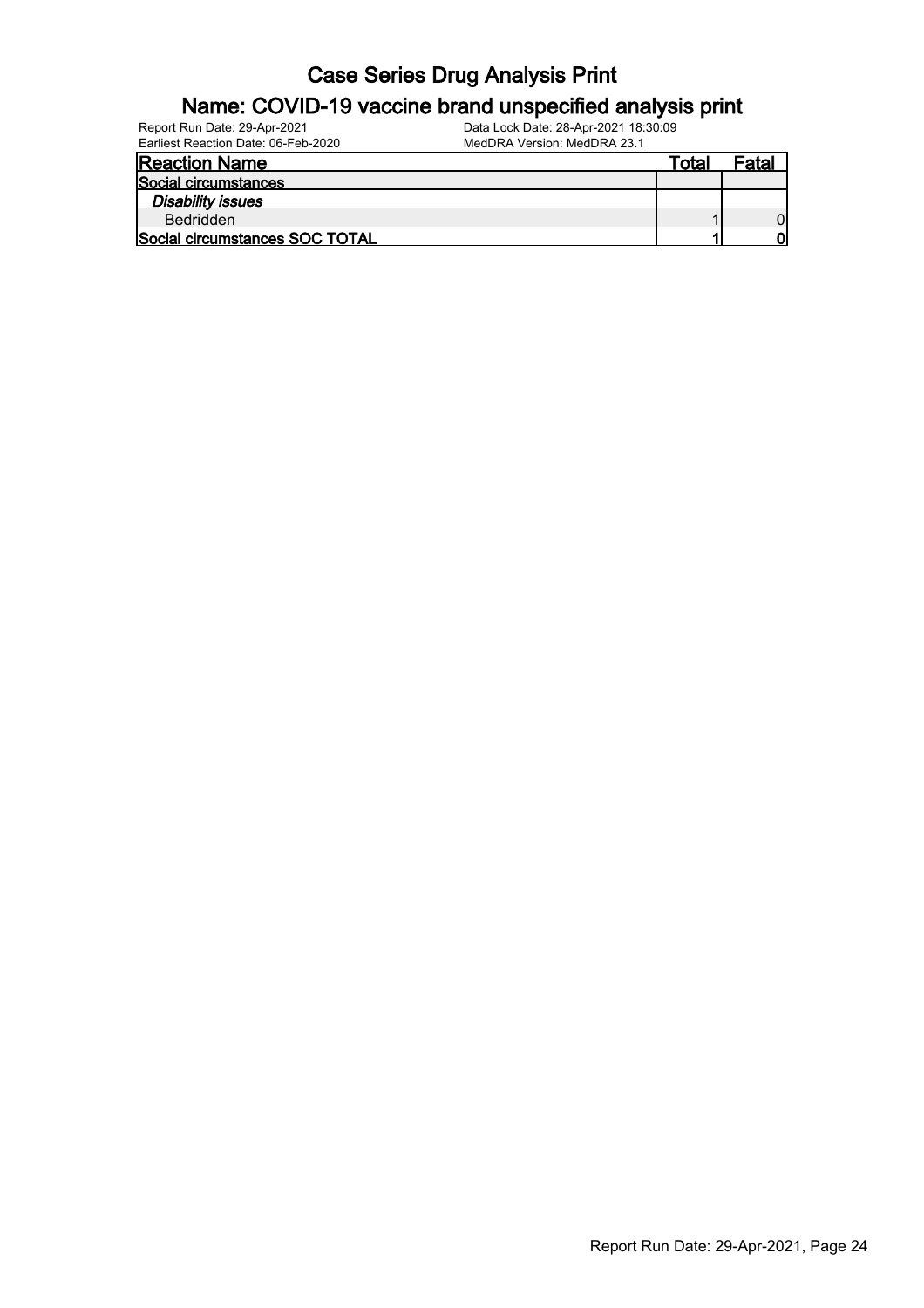# Case Series Drug Analysis Print

## Name: COVID-19 vaccine brand unspecified analysis print

Report Run Date: 29-Apr-2021
Earliest Reaction Date: 06-Feb-2020
Data Lock Date: 28-Apr-2021 18:30:09
MedDRA Version: MedDRA 23.1

| Reaction Name | Total | Fatal |
|---|---|---|
| **Social circumstances** | | |
| ***Disability issues*** | | |
| Bedridden | 1 | 0 |
| **Social circumstances SOC TOTAL** | **1** | **0** |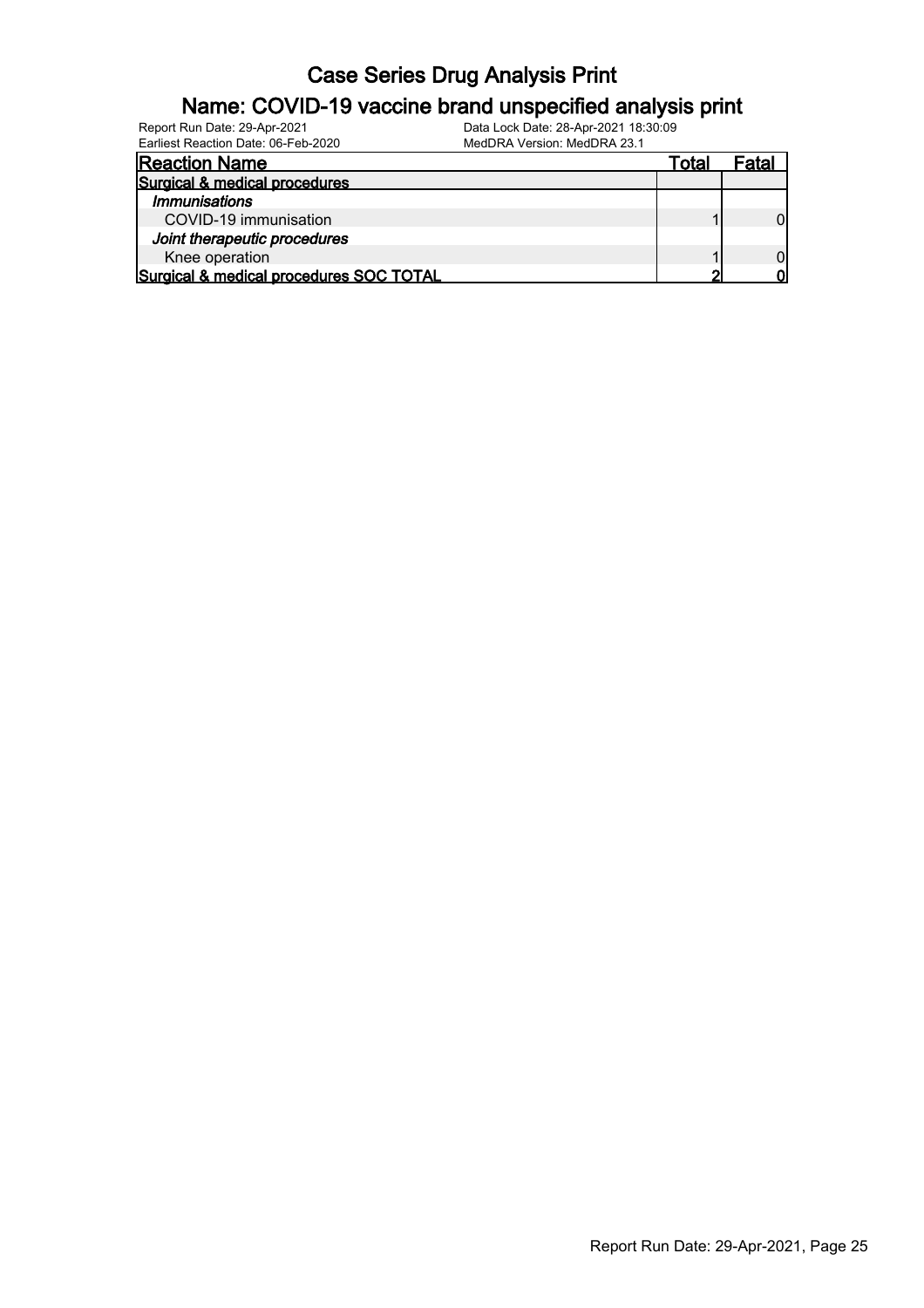# Case Series Drug Analysis Print

## Name: COVID-19 vaccine brand unspecified analysis print

Report Run Date: 29-Apr-2021
Earliest Reaction Date: 06-Feb-2020
Data Lock Date: 28-Apr-2021 18:30:09
MedDRA Version: MedDRA 23.1

| Reaction Name | Total | Fatal |
|---|---|---|
| **Surgical & medical procedures** | | |
| *Immunisations* | | |
| COVID-19 immunisation | 1 | 0 |
| *Joint therapeutic procedures* | | |
| Knee operation | 1 | 0 |
| **Surgical & medical procedures SOC TOTAL** | **2** | **0** |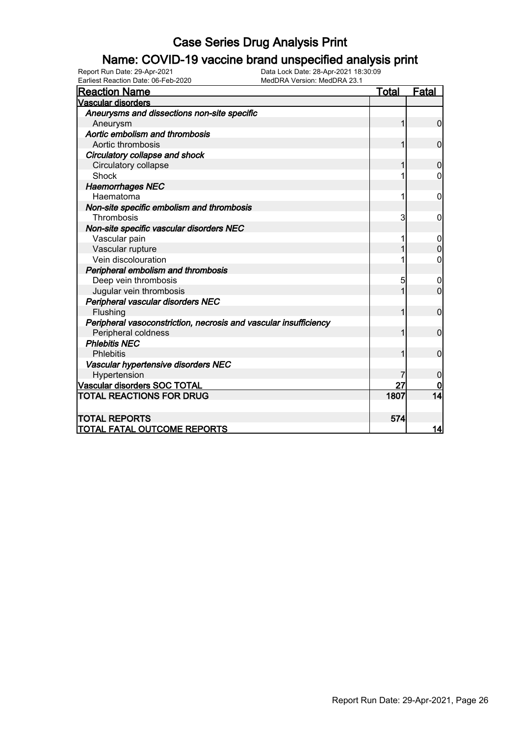# Case Series Drug Analysis Print

## Name: COVID-19 vaccine brand unspecified analysis print

Report Run Date: 29-Apr-2021
Data Lock Date: 28-Apr-2021 18:30:09
Earliest Reaction Date: 06-Feb-2020
MedDRA Version: MedDRA 23.1

| Reaction Name | Total | Fatal |
|---|---|---|
| **Vascular disorders** | | |
| *Aneurysms and dissections non-site specific* | | |
| Aneurysm | 1 | 0 |
| *Aortic embolism and thrombosis* | | |
| Aortic thrombosis | 1 | 0 |
| *Circulatory collapse and shock* | | |
| Circulatory collapse | 1 | 0 |
| Shock | 1 | 0 |
| *Haemorrhages NEC* | | |
| Haematoma | 1 | 0 |
| *Non-site specific embolism and thrombosis* | | |
| Thrombosis | 3 | 0 |
| *Non-site specific vascular disorders NEC* | | |
| Vascular pain | 1 | 0 |
| Vascular rupture | 1 | 0 |
| Vein discolouration | 1 | 0 |
| *Peripheral embolism and thrombosis* | | |
| Deep vein thrombosis | 5 | 0 |
| Jugular vein thrombosis | 1 | 0 |
| *Peripheral vascular disorders NEC* | | |
| Flushing | 1 | 0 |
| *Peripheral vasoconstriction, necrosis and vascular insufficiency* | | |
| Peripheral coldness | 1 | 0 |
| *Phlebitis NEC* | | |
| Phlebitis | 1 | 0 |
| *Vascular hypertensive disorders NEC* | | |
| Hypertension | 7 | 0 |
| **Vascular disorders SOC TOTAL** | **27** | **0** |
| **TOTAL REACTIONS FOR DRUG** | **1807** | **14** |
| | | |
| **TOTAL REPORTS** | **574** | |
| **TOTAL FATAL OUTCOME REPORTS** | | **14** |